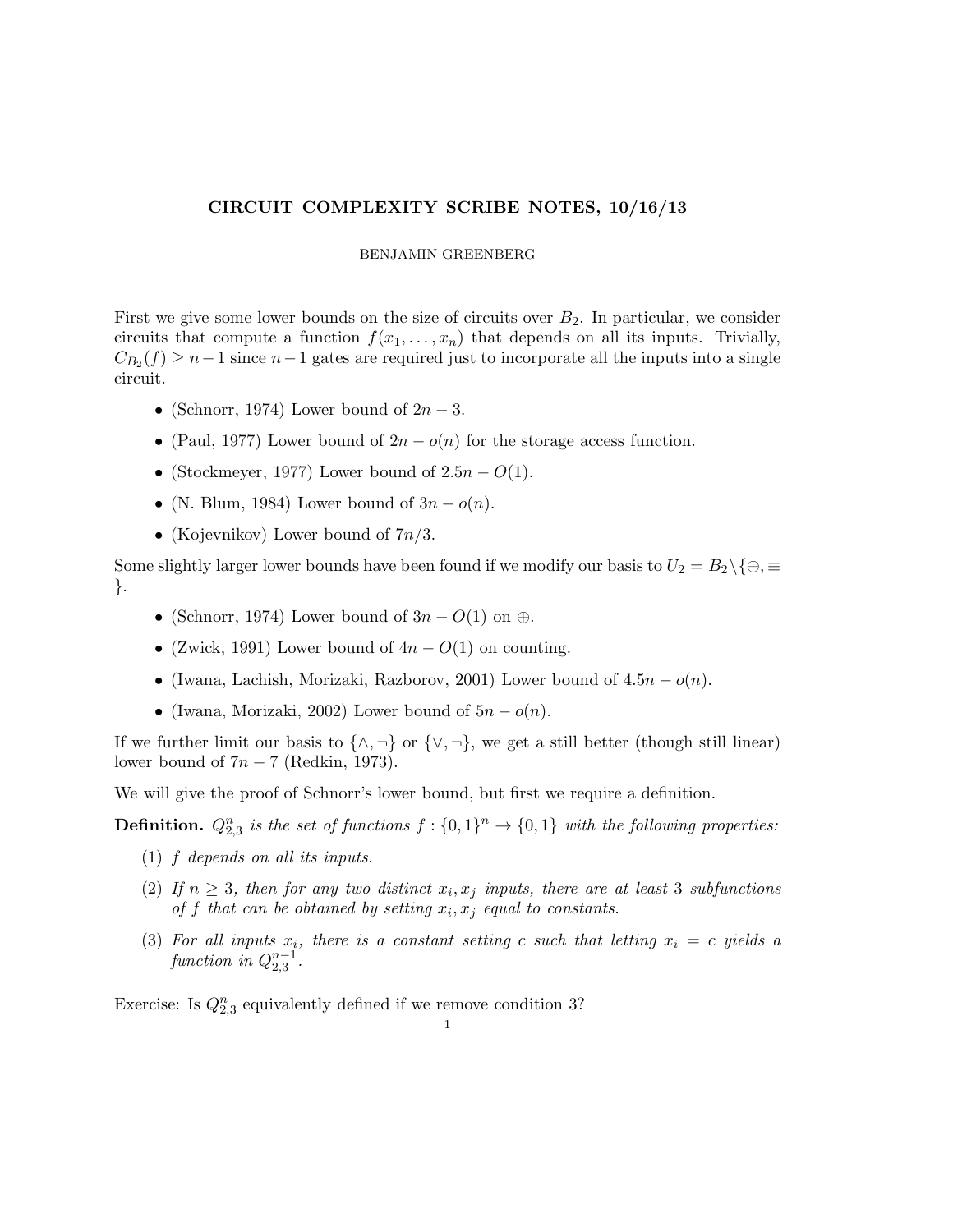# CIRCUIT COMPLEXITY SCRIBE NOTES, 10/16/13

BENJAMIN GREENBERG

First we give some lower bounds on the size of circuits over $B_2$. In particular, we consider circuits that compute a function $f(x_1, \ldots, x_n)$ that depends on all its inputs. Trivially, $C_{B_2}(f) \geq n-1$ since $n-1$ gates are required just to incorporate all the inputs into a single circuit.

- (Schnorr, 1974) Lower bound of $2n - 3$.
- (Paul, 1977) Lower bound of $2n - o(n)$ for the storage access function.
- (Stockmeyer, 1977) Lower bound of $2.5n - O(1)$.
- (N. Blum, 1984) Lower bound of $3n - o(n)$.
- (Kojevnikov) Lower bound of $7n/3$.

Some slightly larger lower bounds have been found if we modify our basis to $U_2 = B_2 \backslash \{\oplus, \equiv\}$.

- (Schnorr, 1974) Lower bound of $3n - O(1)$ on $\oplus$.
- (Zwick, 1991) Lower bound of $4n - O(1)$ on counting.
- (Iwana, Lachish, Morizaki, Razborov, 2001) Lower bound of $4.5n - o(n)$.
- (Iwana, Morizaki, 2002) Lower bound of $5n - o(n)$.

If we further limit our basis to $\{\wedge, \neg\}$ or $\{\vee, \neg\}$, we get a still better (though still linear) lower bound of $7n - 7$ (Redkin, 1973).

We will give the proof of Schnorr's lower bound, but first we require a definition.

**Definition.** *$Q_{2,3}^n$ is the set of functions $f : \{0,1\}^n \rightarrow \{0,1\}$ with the following properties:*

1. *$f$ depends on all its inputs.*
2. *If $n \geq 3$, then for any two distinct $x_i, x_j$ inputs, there are at least 3 subfunctions of $f$ that can be obtained by setting $x_i, x_j$ equal to constants.*
3. *For all inputs $x_i$, there is a constant setting $c$ such that letting $x_i = c$ yields a function in $Q_{2,3}^{n-1}$.*

Exercise: Is $Q_{2,3}^n$ equivalently defined if we remove condition 3?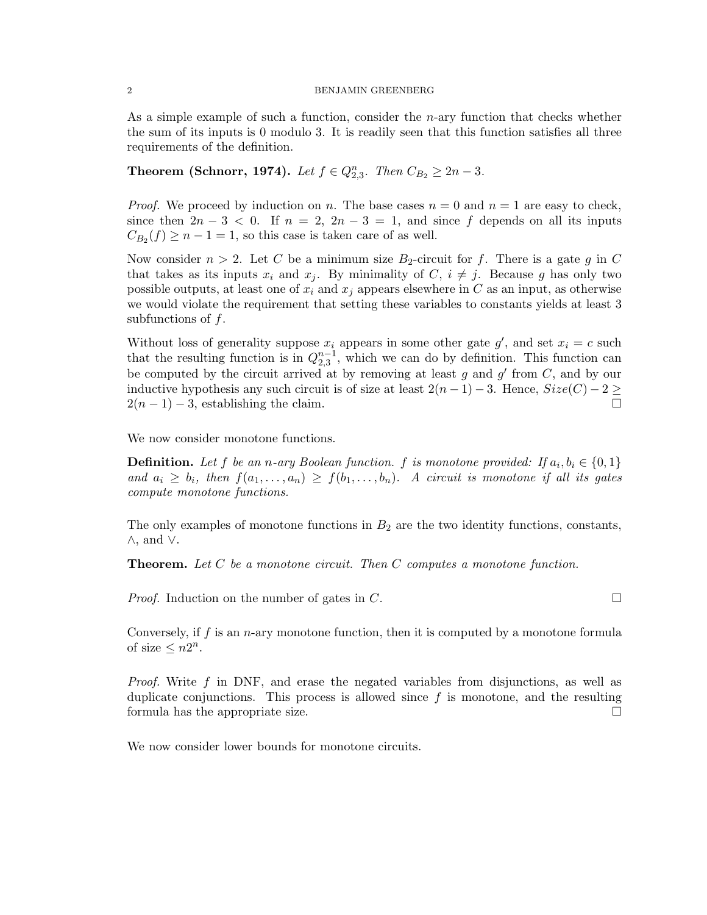As a simple example of such a function, consider the $n$-ary function that checks whether the sum of its inputs is 0 modulo 3. It is readily seen that this function satisfies all three requirements of the definition.

**Theorem (Schnorr, 1974).** *Let $f \in Q_{2,3}^n$. Then $C_{B_2} \geq 2n - 3$.*

*Proof.* We proceed by induction on $n$. The base cases $n = 0$ and $n = 1$ are easy to check, since then $2n - 3 < 0$. If $n = 2$, $2n - 3 = 1$, and since $f$ depends on all its inputs $C_{B_2}(f) \geq n - 1 = 1$, so this case is taken care of as well.

Now consider $n > 2$. Let $C$ be a minimum size $B_2$-circuit for $f$. There is a gate $g$ in $C$ that takes as its inputs $x_i$ and $x_j$. By minimality of $C$, $i \neq j$. Because $g$ has only two possible outputs, at least one of $x_i$ and $x_j$ appears elsewhere in $C$ as an input, as otherwise we would violate the requirement that setting these variables to constants yields at least 3 subfunctions of $f$.

Without loss of generality suppose $x_i$ appears in some other gate $g'$, and set $x_i = c$ such that the resulting function is in $Q_{2,3}^{n-1}$, which we can do by definition. This function can be computed by the circuit arrived at by removing at least $g$ and $g'$ from $C$, and by our inductive hypothesis any such circuit is of size at least $2(n-1) - 3$. Hence, $Size(C) - 2 \geq 2(n-1) - 3$, establishing the claim. □

We now consider monotone functions.

**Definition.** *Let $f$ be an $n$-ary Boolean function. $f$ is monotone provided: If $a_i, b_i \in \{0, 1\}$ and $a_i \geq b_i$, then $f(a_1, \ldots, a_n) \geq f(b_1, \ldots, b_n)$. A circuit is monotone if all its gates compute monotone functions.*

The only examples of monotone functions in $B_2$ are the two identity functions, constants, $\wedge$, and $\vee$.

**Theorem.** *Let $C$ be a monotone circuit. Then $C$ computes a monotone function.*

*Proof.* Induction on the number of gates in $C$. □

Conversely, if $f$ is an $n$-ary monotone function, then it is computed by a monotone formula of size $\leq n2^n$.

*Proof.* Write $f$ in DNF, and erase the negated variables from disjunctions, as well as duplicate conjunctions. This process is allowed since $f$ is monotone, and the resulting formula has the appropriate size. □

We now consider lower bounds for monotone circuits.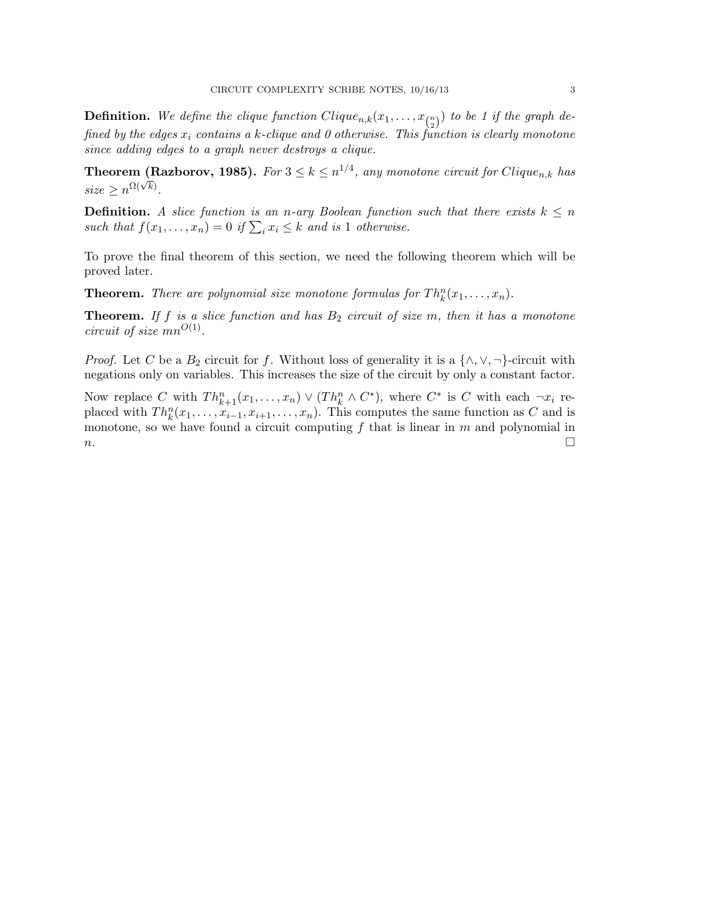**Definition.** *We define the clique function $Clique_{n,k}(x_1, \ldots, x_{\binom{n}{2}})$ to be 1 if the graph defined by the edges $x_i$ contains a $k$-clique and 0 otherwise. This function is clearly monotone since adding edges to a graph never destroys a clique.*

**Theorem (Razborov, 1985).** *For $3 \leq k \leq n^{1/4}$, any monotone circuit for $Clique_{n,k}$ has size $\geq n^{\Omega(\sqrt{k})}$.*

**Definition.** *A slice function is an $n$-ary Boolean function such that there exists $k \leq n$ such that $f(x_1, \ldots, x_n) = 0$ if $\sum_i x_i \leq k$ and is 1 otherwise.*

To prove the final theorem of this section, we need the following theorem which will be proved later.

**Theorem.** *There are polynomial size monotone formulas for $Th_k^n(x_1, \ldots, x_n)$.*

**Theorem.** *If $f$ is a slice function and has $B_2$ circuit of size $m$, then it has a monotone circuit of size $mn^{O(1)}$.*

*Proof.* Let $C$ be a $B_2$ circuit for $f$. Without loss of generality it is a $\{\wedge, \vee, \neg\}$-circuit with negations only on variables. This increases the size of the circuit by only a constant factor.

Now replace $C$ with $Th_{k+1}^n(x_1, \ldots, x_n) \vee (Th_k^n \wedge C^*)$, where $C^*$ is $C$ with each $\neg x_i$ replaced with $Th_k^n(x_1, \ldots, x_{i-1}, x_{i+1}, \ldots, x_n)$. This computes the same function as $C$ and is monotone, so we have found a circuit computing $f$ that is linear in $m$ and polynomial in $n$. □